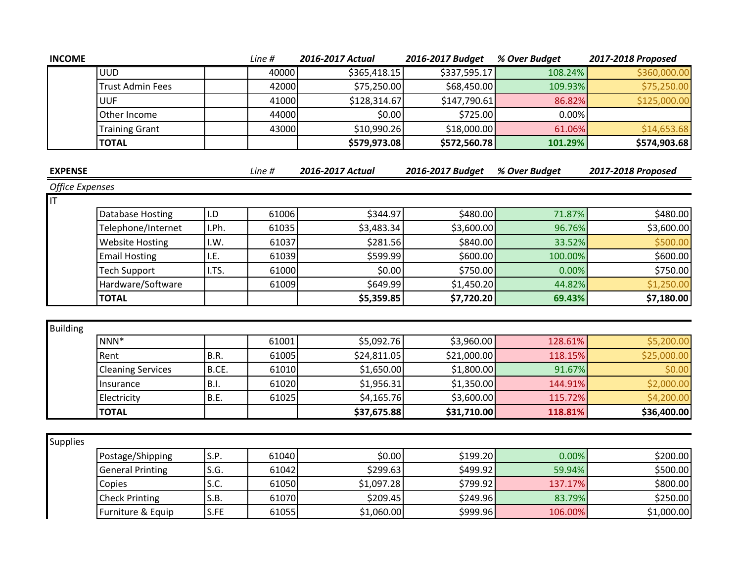## INCOME

| | | | Line # | 2016-2017 Actual | 2016-2017 Budget | % Over Budget | 2017-2018 Proposed |
|---|---|---|---|---|---|---|---|
| | UUD | | 40000 | $365,418.15 | $337,595.17 | 108.24% | $360,000.00 |
| | Trust Admin Fees | | 42000 | $75,250.00 | $68,450.00 | 109.93% | $75,250.00 |
| | UUF | | 41000 | $128,314.67 | $147,790.61 | 86.82% | $125,000.00 |
| | Other Income | | 44000 | $0.00 | $725.00 | 0.00% | |
| | Training Grant | | 43000 | $10,990.26 | $18,000.00 | 61.06% | $14,653.68 |
| | **TOTAL** | | | **$579,973.08** | **$572,560.78** | **101.29%** | **$574,903.68** |

## EXPENSE

*Office Expenses*

| | | | Line # | 2016-2017 Actual | 2016-2017 Budget | % Over Budget | 2017-2018 Proposed |
|---|---|---|---|---|---|---|---|
| IT | | | | | | | |
| | Database Hosting | I.D | 61006 | $344.97 | $480.00 | 71.87% | $480.00 |
| | Telephone/Internet | I.Ph. | 61035 | $3,483.34 | $3,600.00 | 96.76% | $3,600.00 |
| | Website Hosting | I.W. | 61037 | $281.56 | $840.00 | 33.52% | $500.00 |
| | Email Hosting | I.E. | 61039 | $599.99 | $600.00 | 100.00% | $600.00 |
| | Tech Support | I.TS. | 61000 | $0.00 | $750.00 | 0.00% | $750.00 |
| | Hardware/Software | | 61009 | $649.99 | $1,450.20 | 44.82% | $1,250.00 |
| | **TOTAL** | | | **$5,359.85** | **$7,720.20** | **69.43%** | **$7,180.00** |
| Building | | | | | | | |
| | NNN* | | 61001 | $5,092.76 | $3,960.00 | 128.61% | $5,200.00 |
| | Rent | B.R. | 61005 | $24,811.05 | $21,000.00 | 118.15% | $25,000.00 |
| | Cleaning Services | B.CE. | 61010 | $1,650.00 | $1,800.00 | 91.67% | $0.00 |
| | Insurance | B.I. | 61020 | $1,956.31 | $1,350.00 | 144.91% | $2,000.00 |
| | Electricity | B.E. | 61025 | $4,165.76 | $3,600.00 | 115.72% | $4,200.00 |
| | **TOTAL** | | | **$37,675.88** | **$31,710.00** | **118.81%** | **$36,400.00** |
| Supplies | | | | | | | |
| | Postage/Shipping | S.P. | 61040 | $0.00 | $199.20 | 0.00% | $200.00 |
| | General Printing | S.G. | 61042 | $299.63 | $499.92 | 59.94% | $500.00 |
| | Copies | S.C. | 61050 | $1,097.28 | $799.92 | 137.17% | $800.00 |
| | Check Printing | S.B. | 61070 | $209.45 | $249.96 | 83.79% | $250.00 |
| | Furniture & Equip | S.FE | 61055 | $1,060.00 | $999.96 | 106.00% | $1,000.00 |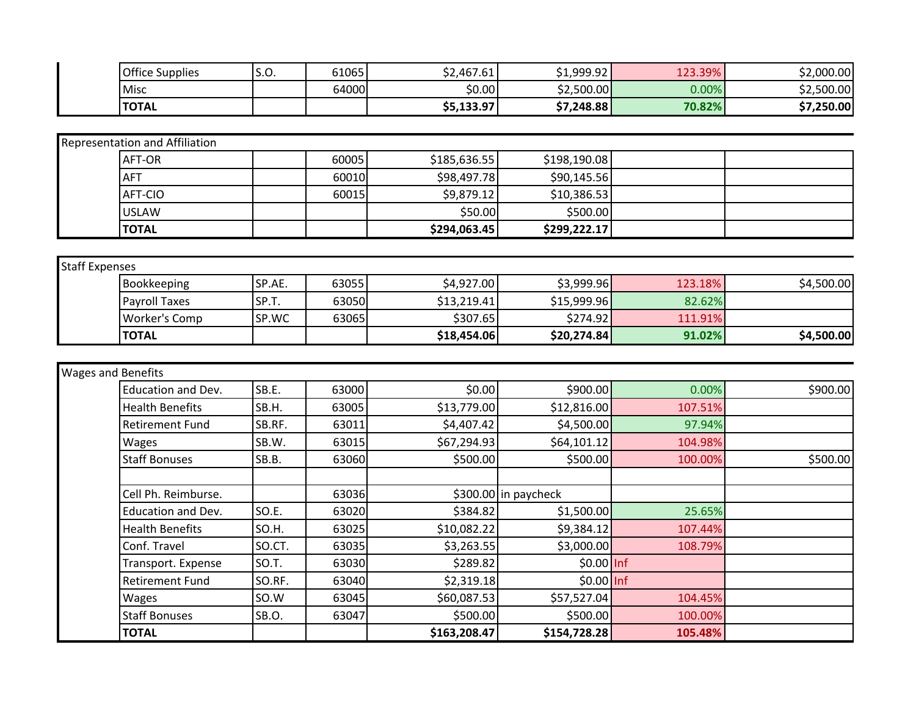| | | | | | | | |
|---|---|---|---|---|---|---|---|
| | Office Supplies | S.O. | 61065 | $2,467.61 | $1,999.92 | 123.39% | $2,000.00 |
| | Misc | | 64000 | $0.00 | $2,500.00 | 0.00% | $2,500.00 |
| | **TOTAL** | | | **$5,133.97** | **$7,248.88** | **70.82%** | **$7,250.00** |

| Representation and Affiliation | | | | | | | |
|---|---|---|---|---|---|---|---|
| | AFT-OR | | 60005 | $185,636.55 | $198,190.08 | | |
| | AFT | | 60010 | $98,497.78 | $90,145.56 | | |
| | AFT-CIO | | 60015 | $9,879.12 | $10,386.53 | | |
| | USLAW | | | $50.00 | $500.00 | | |
| | **TOTAL** | | | **$294,063.45** | **$299,222.17** | | |

| Staff Expenses | | | | | | | |
|---|---|---|---|---|---|---|---|
| | Bookkeeping | SP.AE. | 63055 | $4,927.00 | $3,999.96 | 123.18% | $4,500.00 |
| | Payroll Taxes | SP.T. | 63050 | $13,219.41 | $15,999.96 | 82.62% | |
| | Worker's Comp | SP.WC | 63065 | $307.65 | $274.92 | 111.91% | |
| | **TOTAL** | | | **$18,454.06** | **$20,274.84** | **91.02%** | **$4,500.00** |

| Wages and Benefits | | | | | | | |
|---|---|---|---|---|---|---|---|
| | Education and Dev. | SB.E. | 63000 | $0.00 | $900.00 | 0.00% | $900.00 |
| | Health Benefits | SB.H. | 63005 | $13,779.00 | $12,816.00 | 107.51% | |
| | Retirement Fund | SB.RF. | 63011 | $4,407.42 | $4,500.00 | 97.94% | |
| | Wages | SB.W. | 63015 | $67,294.93 | $64,101.12 | 104.98% | |
| | Staff Bonuses | SB.B. | 63060 | $500.00 | $500.00 | 100.00% | $500.00 |
| | | | | | | | |
| | Cell Ph. Reimburse. | | 63036 | $300.00 | in paycheck | | |
| | Education and Dev. | SO.E. | 63020 | $384.82 | $1,500.00 | 25.65% | |
| | Health Benefits | SO.H. | 63025 | $10,082.22 | $9,384.12 | 107.44% | |
| | Conf. Travel | SO.CT. | 63035 | $3,263.55 | $3,000.00 | 108.79% | |
| | Transport. Expense | SO.T. | 63030 | $289.82 | $0.00 | Inf | |
| | Retirement Fund | SO.RF. | 63040 | $2,319.18 | $0.00 | Inf | |
| | Wages | SO.W | 63045 | $60,087.53 | $57,527.04 | 104.45% | |
| | Staff Bonuses | SB.O. | 63047 | $500.00 | $500.00 | 100.00% | |
| | **TOTAL** | | | **$163,208.47** | **$154,728.28** | **105.48%** | |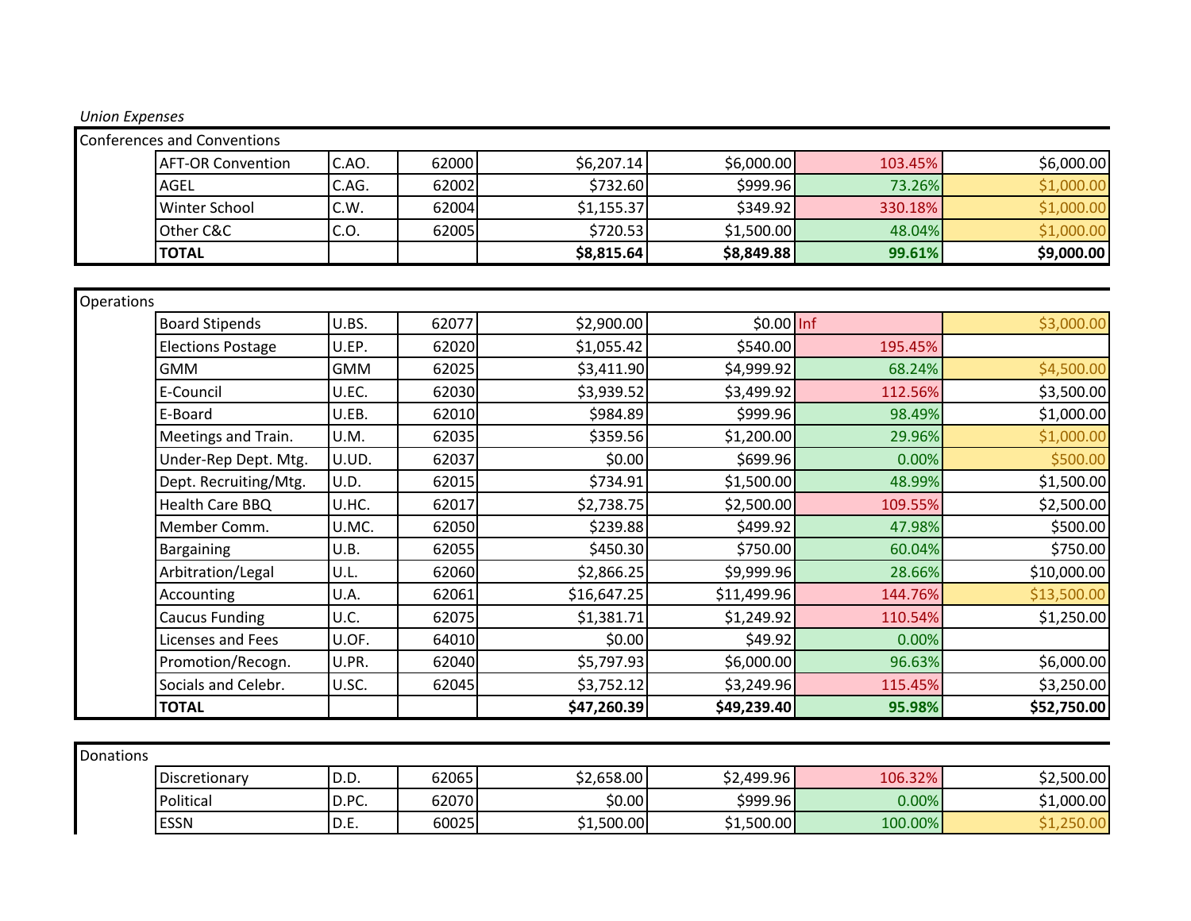*Union Expenses*

| Conferences and Conventions | | | | | | | |
|---|---|---|---|---|---|---|---|
| | AFT-OR Convention | C.AO. | 62000 | $6,207.14 | $6,000.00 | 103.45% | $6,000.00 |
| | AGEL | C.AG. | 62002 | $732.60 | $999.96 | 73.26% | $1,000.00 |
| | Winter School | C.W. | 62004 | $1,155.37 | $349.92 | 330.18% | $1,000.00 |
| | Other C&C | C.O. | 62005 | $720.53 | $1,500.00 | 48.04% | $1,000.00 |
| | **TOTAL** | | | **$8,815.64** | **$8,849.88** | **99.61%** | **$9,000.00** |

| Operations | | | | | | | |
|---|---|---|---|---|---|---|---|
| | Board Stipends | U.BS. | 62077 | $2,900.00 | $0.00 | Inf | $3,000.00 |
| | Elections Postage | U.EP. | 62020 | $1,055.42 | $540.00 | 195.45% | |
| | GMM | GMM | 62025 | $3,411.90 | $4,999.92 | 68.24% | $4,500.00 |
| | E-Council | U.EC. | 62030 | $3,939.52 | $3,499.92 | 112.56% | $3,500.00 |
| | E-Board | U.EB. | 62010 | $984.89 | $999.96 | 98.49% | $1,000.00 |
| | Meetings and Train. | U.M. | 62035 | $359.56 | $1,200.00 | 29.96% | $1,000.00 |
| | Under-Rep Dept. Mtg. | U.UD. | 62037 | $0.00 | $699.96 | 0.00% | $500.00 |
| | Dept. Recruiting/Mtg. | U.D. | 62015 | $734.91 | $1,500.00 | 48.99% | $1,500.00 |
| | Health Care BBQ | U.HC. | 62017 | $2,738.75 | $2,500.00 | 109.55% | $2,500.00 |
| | Member Comm. | U.MC. | 62050 | $239.88 | $499.92 | 47.98% | $500.00 |
| | Bargaining | U.B. | 62055 | $450.30 | $750.00 | 60.04% | $750.00 |
| | Arbitration/Legal | U.L. | 62060 | $2,866.25 | $9,999.96 | 28.66% | $10,000.00 |
| | Accounting | U.A. | 62061 | $16,647.25 | $11,499.96 | 144.76% | $13,500.00 |
| | Caucus Funding | U.C. | 62075 | $1,381.71 | $1,249.92 | 110.54% | $1,250.00 |
| | Licenses and Fees | U.OF. | 64010 | $0.00 | $49.92 | 0.00% | |
| | Promotion/Recogn. | U.PR. | 62040 | $5,797.93 | $6,000.00 | 96.63% | $6,000.00 |
| | Socials and Celebr. | U.SC. | 62045 | $3,752.12 | $3,249.96 | 115.45% | $3,250.00 |
| | **TOTAL** | | | **$47,260.39** | **$49,239.40** | **95.98%** | **$52,750.00** |

| Donations | | | | | | | |
|---|---|---|---|---|---|---|---|
| | Discretionary | D.D. | 62065 | $2,658.00 | $2,499.96 | 106.32% | $2,500.00 |
| | Political | D.PC. | 62070 | $0.00 | $999.96 | 0.00% | $1,000.00 |
| | ESSN | D.E. | 60025 | $1,500.00 | $1,500.00 | 100.00% | $1,250.00 |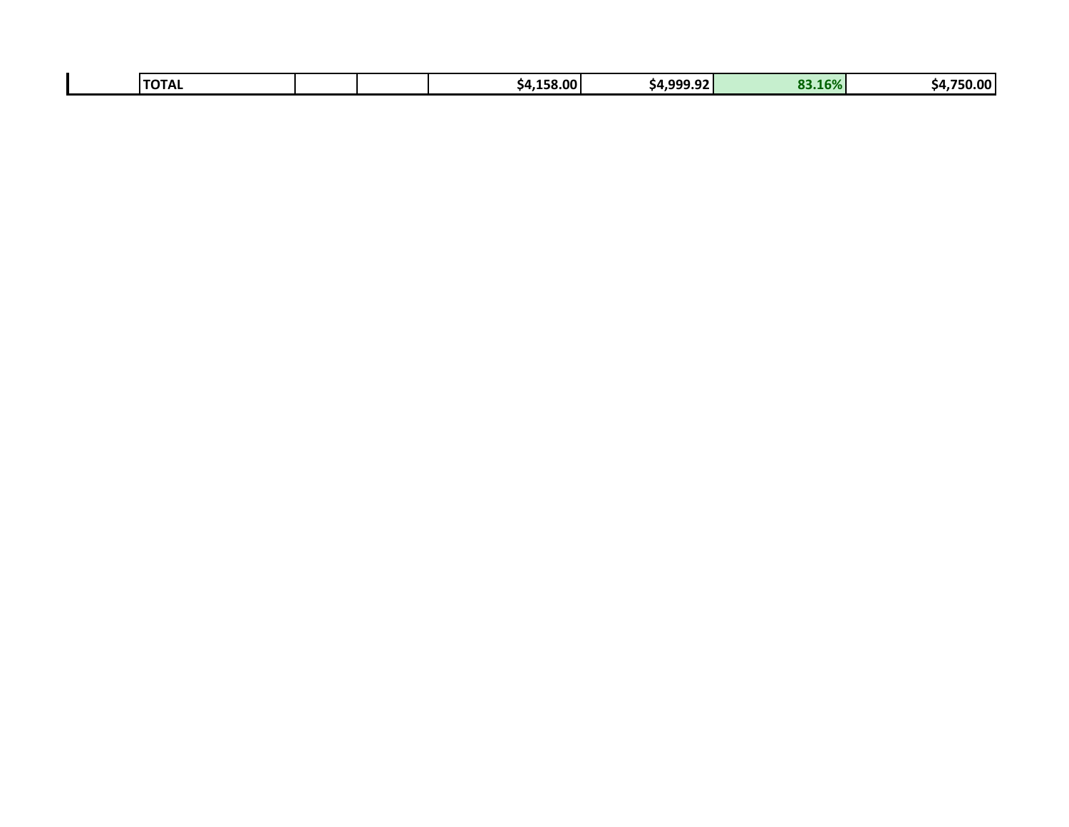| | TOTAL | | | $4,158.00 | $4,999.92 | 83.16% | $4,750.00 |
|---|---|---|---|---|---|---|---|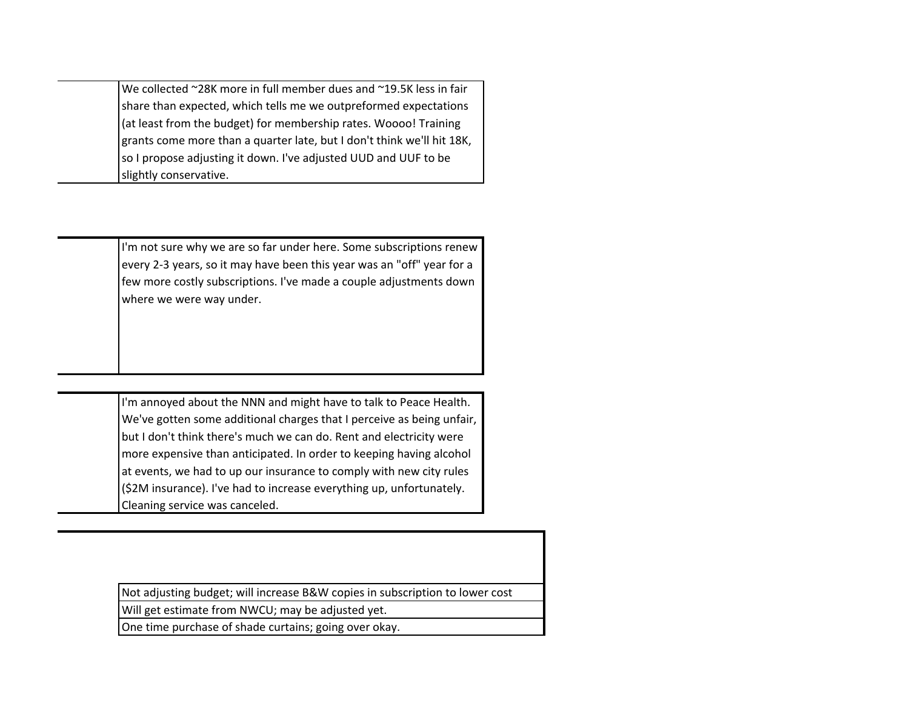We collected ~28K more in full member dues and ~19.5K less in fair share than expected, which tells me we outpreformed expectations (at least from the budget) for membership rates. Woooo! Training grants come more than a quarter late, but I don't think we'll hit 18K, so I propose adjusting it down. I've adjusted UUD and UUF to be slightly conservative.

I'm not sure why we are so far under here. Some subscriptions renew every 2-3 years, so it may have been this year was an "off" year for a few more costly subscriptions. I've made a couple adjustments down where we were way under.

I'm annoyed about the NNN and might have to talk to Peace Health. We've gotten some additional charges that I perceive as being unfair, but I don't think there's much we can do. Rent and electricity were more expensive than anticipated. In order to keeping having alcohol at events, we had to up our insurance to comply with new city rules ($2M insurance). I've had to increase everything up, unfortunately. Cleaning service was canceled.

Not adjusting budget; will increase B&W copies in subscription to lower cost

Will get estimate from NWCU; may be adjusted yet.

One time purchase of shade curtains; going over okay.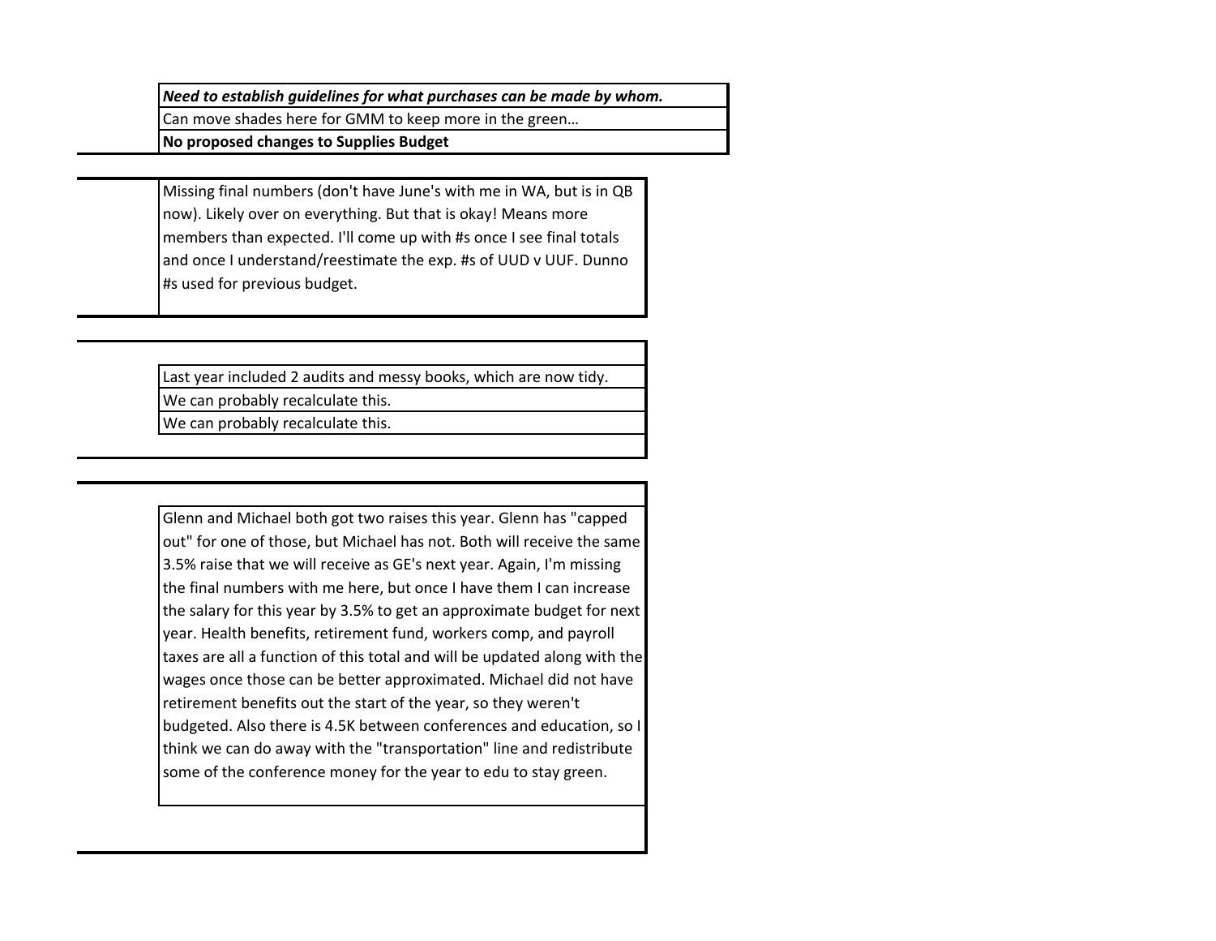***Need to establish guidelines for what purchases can be made by whom.***

Can move shades here for GMM to keep more in the green…

**No proposed changes to Supplies Budget**

Missing final numbers (don't have June's with me in WA, but is in QB now). Likely over on everything. But that is okay! Means more members than expected. I'll come up with #s once I see final totals and once I understand/reestimate the exp. #s of UUD v UUF. Dunno #s used for previous budget.

Last year included 2 audits and messy books, which are now tidy.

We can probably recalculate this.

We can probably recalculate this.

Glenn and Michael both got two raises this year. Glenn has "capped out" for one of those, but Michael has not. Both will receive the same 3.5% raise that we will receive as GE's next year. Again, I'm missing the final numbers with me here, but once I have them I can increase the salary for this year by 3.5% to get an approximate budget for next year. Health benefits, retirement fund, workers comp, and payroll taxes are all a function of this total and will be updated along with the wages once those can be better approximated. Michael did not have retirement benefits out the start of the year, so they weren't budgeted. Also there is 4.5K between conferences and education, so I think we can do away with the "transportation" line and redistribute some of the conference money for the year to edu to stay green.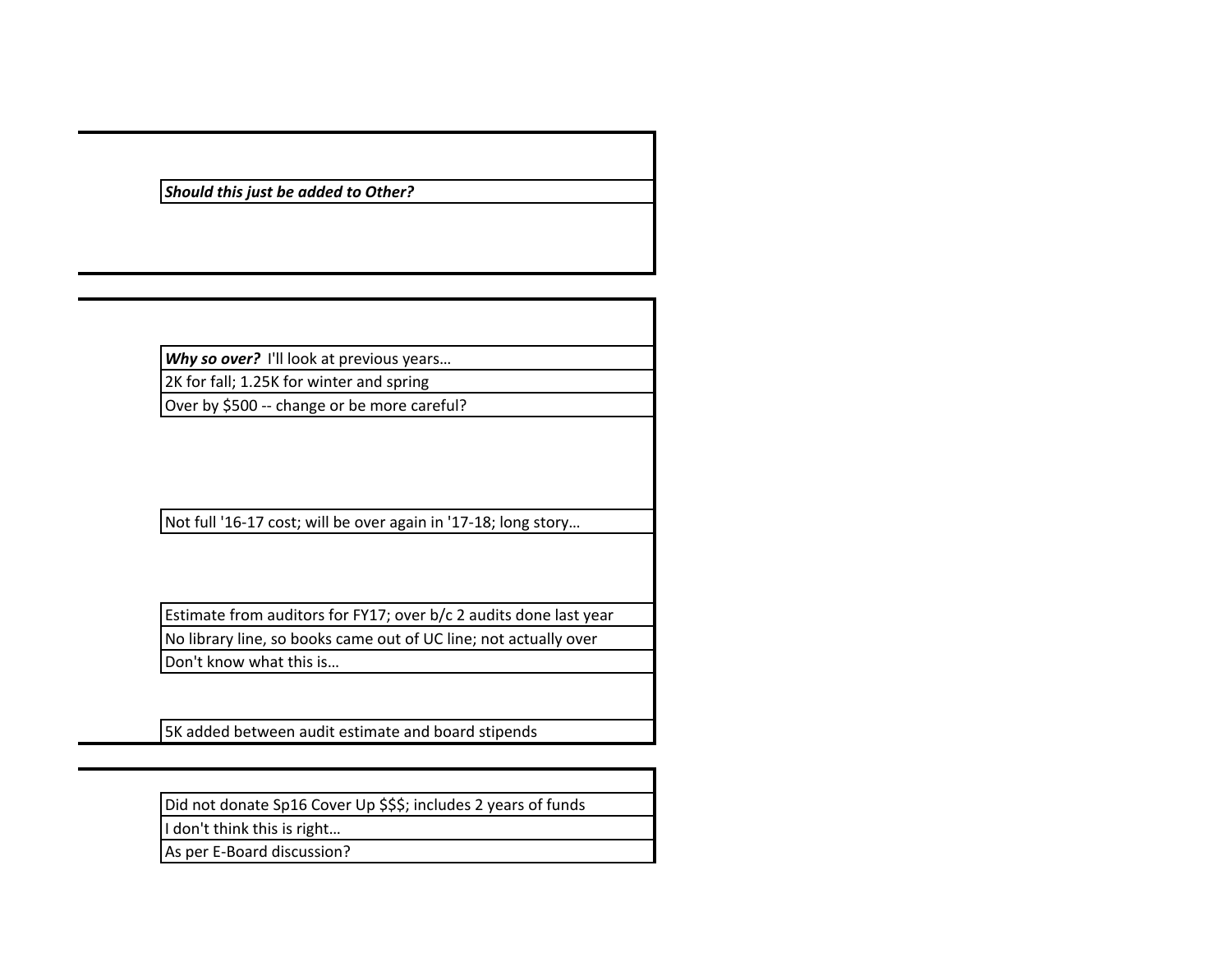| |
|---|
| ***Should this just be added to Other?*** |

| |
|---|
| ***Why so over?*** I'll look at previous years… |
| 2K for fall; 1.25K for winter and spring |
| Over by $500 -- change or be more careful? |
| Not full '16-17 cost; will be over again in '17-18; long story… |
| Estimate from auditors for FY17; over b/c 2 audits done last year |
| No library line, so books came out of UC line; not actually over |
| Don't know what this is… |
| 5K added between audit estimate and board stipends |

| |
|---|
| Did not donate Sp16 Cover Up $$$; includes 2 years of funds |
| I don't think this is right… |
| As per E-Board discussion? |